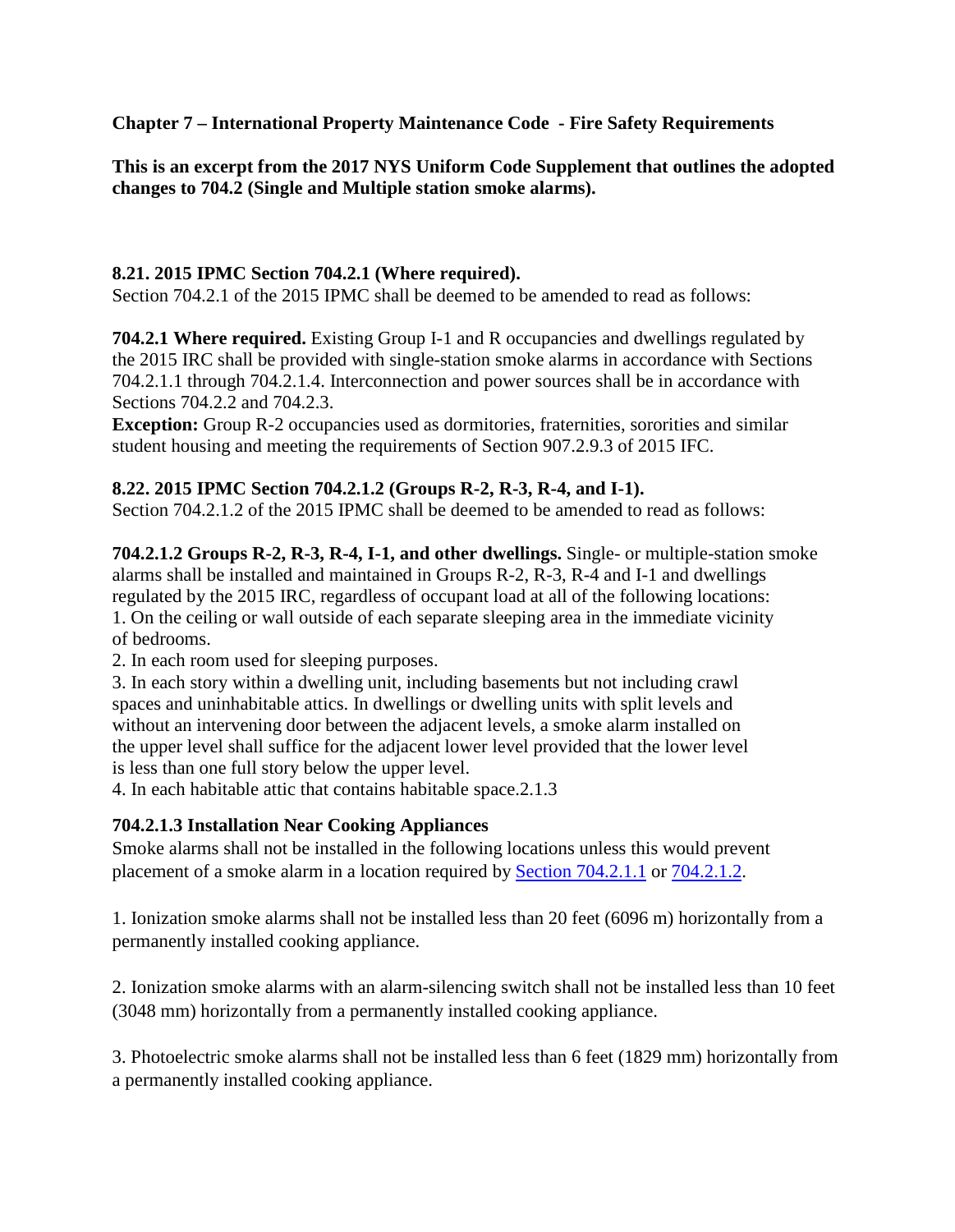**Chapter 7 – International Property Maintenance Code - Fire Safety Requirements**

**This is an excerpt from the 2017 NYS Uniform Code Supplement that outlines the adopted changes to 704.2 (Single and Multiple station smoke alarms).**

**8.21. 2015 IPMC Section 704.2.1 (Where required).**

Section 704.2.1 of the 2015 IPMC shall be deemed to be amended to read as follows:

**704.2.1 Where required.** Existing Group I-1 and R occupancies and dwellings regulated by the 2015 IRC shall be provided with single-station smoke alarms in accordance with Sections 704.2.1.1 through 704.2.1.4. Interconnection and power sources shall be in accordance with Sections 704.2.2 and 704.2.3.

**Exception:** Group R-2 occupancies used as dormitories, fraternities, sororities and similar student housing and meeting the requirements of Section 907.2.9.3 of 2015 IFC.

**8.22. 2015 IPMC Section 704.2.1.2 (Groups R-2, R-3, R-4, and I-1).**

Section 704.2.1.2 of the 2015 IPMC shall be deemed to be amended to read as follows:

**704.2.1.2 Groups R-2, R-3, R-4, I-1, and other dwellings.** Single- or multiple-station smoke alarms shall be installed and maintained in Groups R-2, R-3, R-4 and I-1 and dwellings regulated by the 2015 IRC, regardless of occupant load at all of the following locations:

1. On the ceiling or wall outside of each separate sleeping area in the immediate vicinity of bedrooms.
2. In each room used for sleeping purposes.
3. In each story within a dwelling unit, including basements but not including crawl spaces and uninhabitable attics. In dwellings or dwelling units with split levels and without an intervening door between the adjacent levels, a smoke alarm installed on the upper level shall suffice for the adjacent lower level provided that the lower level is less than one full story below the upper level.
4. In each habitable attic that contains habitable space.2.1.3

**704.2.1.3 Installation Near Cooking Appliances**

Smoke alarms shall not be installed in the following locations unless this would prevent placement of a smoke alarm in a location required by Section 704.2.1.1 or 704.2.1.2.

1. Ionization smoke alarms shall not be installed less than 20 feet (6096 m) horizontally from a permanently installed cooking appliance.

2. Ionization smoke alarms with an alarm-silencing switch shall not be installed less than 10 feet (3048 mm) horizontally from a permanently installed cooking appliance.

3. Photoelectric smoke alarms shall not be installed less than 6 feet (1829 mm) horizontally from a permanently installed cooking appliance.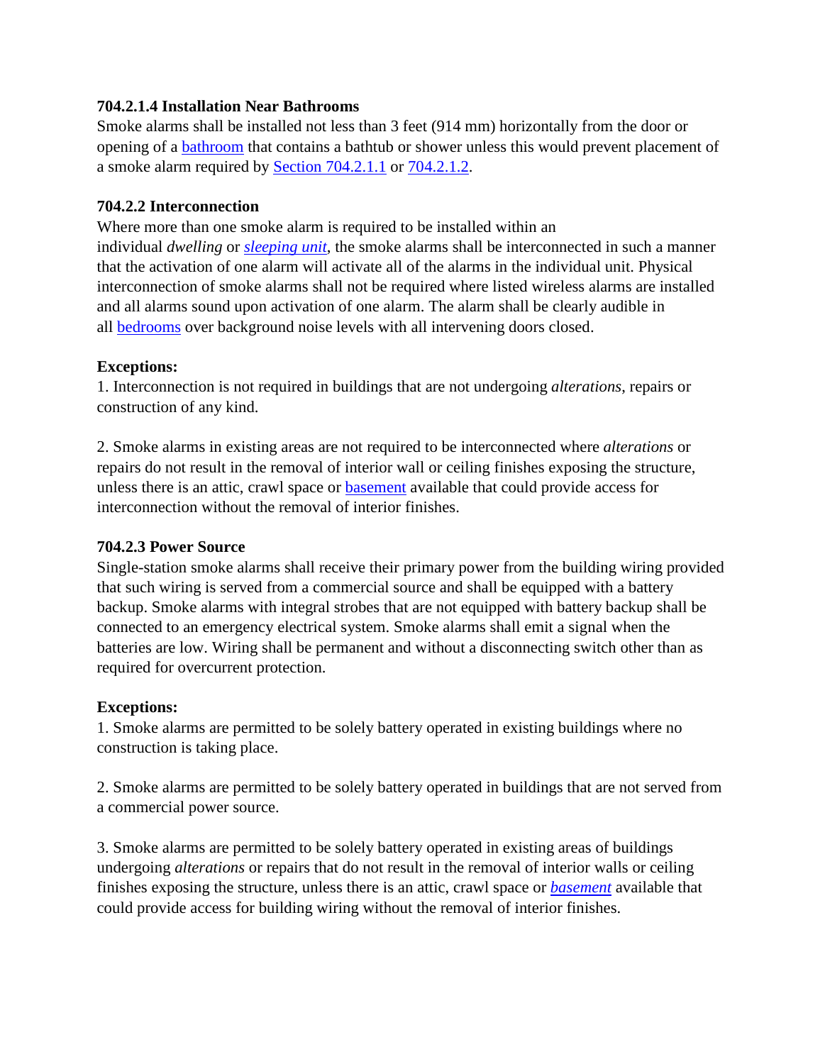**704.2.1.4 Installation Near Bathrooms**
Smoke alarms shall be installed not less than 3 feet (914 mm) horizontally from the door or opening of a bathroom that contains a bathtub or shower unless this would prevent placement of a smoke alarm required by Section 704.2.1.1 or 704.2.1.2.

**704.2.2 Interconnection**
Where more than one smoke alarm is required to be installed within an individual *dwelling* or *sleeping unit*, the smoke alarms shall be interconnected in such a manner that the activation of one alarm will activate all of the alarms in the individual unit. Physical interconnection of smoke alarms shall not be required where listed wireless alarms are installed and all alarms sound upon activation of one alarm. The alarm shall be clearly audible in all bedrooms over background noise levels with all intervening doors closed.

**Exceptions:**
1. Interconnection is not required in buildings that are not undergoing *alterations*, repairs or construction of any kind.

2. Smoke alarms in existing areas are not required to be interconnected where *alterations* or repairs do not result in the removal of interior wall or ceiling finishes exposing the structure, unless there is an attic, crawl space or basement available that could provide access for interconnection without the removal of interior finishes.

**704.2.3 Power Source**
Single-station smoke alarms shall receive their primary power from the building wiring provided that such wiring is served from a commercial source and shall be equipped with a battery backup. Smoke alarms with integral strobes that are not equipped with battery backup shall be connected to an emergency electrical system. Smoke alarms shall emit a signal when the batteries are low. Wiring shall be permanent and without a disconnecting switch other than as required for overcurrent protection.

**Exceptions:**
1. Smoke alarms are permitted to be solely battery operated in existing buildings where no construction is taking place.

2. Smoke alarms are permitted to be solely battery operated in buildings that are not served from a commercial power source.

3. Smoke alarms are permitted to be solely battery operated in existing areas of buildings undergoing *alterations* or repairs that do not result in the removal of interior walls or ceiling finishes exposing the structure, unless there is an attic, crawl space or *basement* available that could provide access for building wiring without the removal of interior finishes.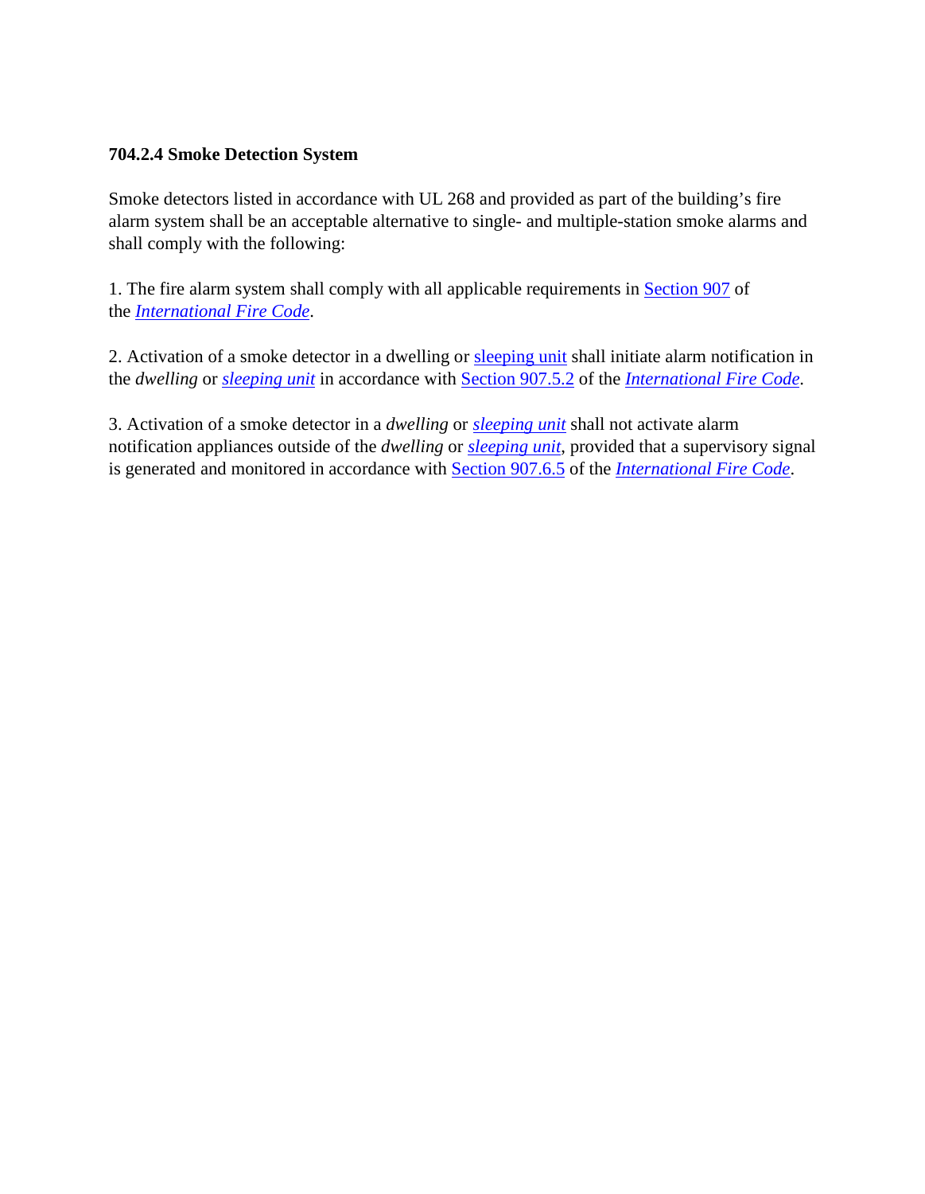**704.2.4 Smoke Detection System**

Smoke detectors listed in accordance with UL 268 and provided as part of the building's fire alarm system shall be an acceptable alternative to single- and multiple-station smoke alarms and shall comply with the following:

1. The fire alarm system shall comply with all applicable requirements in Section 907 of the *International Fire Code*.

2. Activation of a smoke detector in a dwelling or sleeping unit shall initiate alarm notification in the *dwelling* or *sleeping unit* in accordance with Section 907.5.2 of the *International Fire Code*.

3. Activation of a smoke detector in a *dwelling* or *sleeping unit* shall not activate alarm notification appliances outside of the *dwelling* or *sleeping unit*, provided that a supervisory signal is generated and monitored in accordance with Section 907.6.5 of the *International Fire Code*.